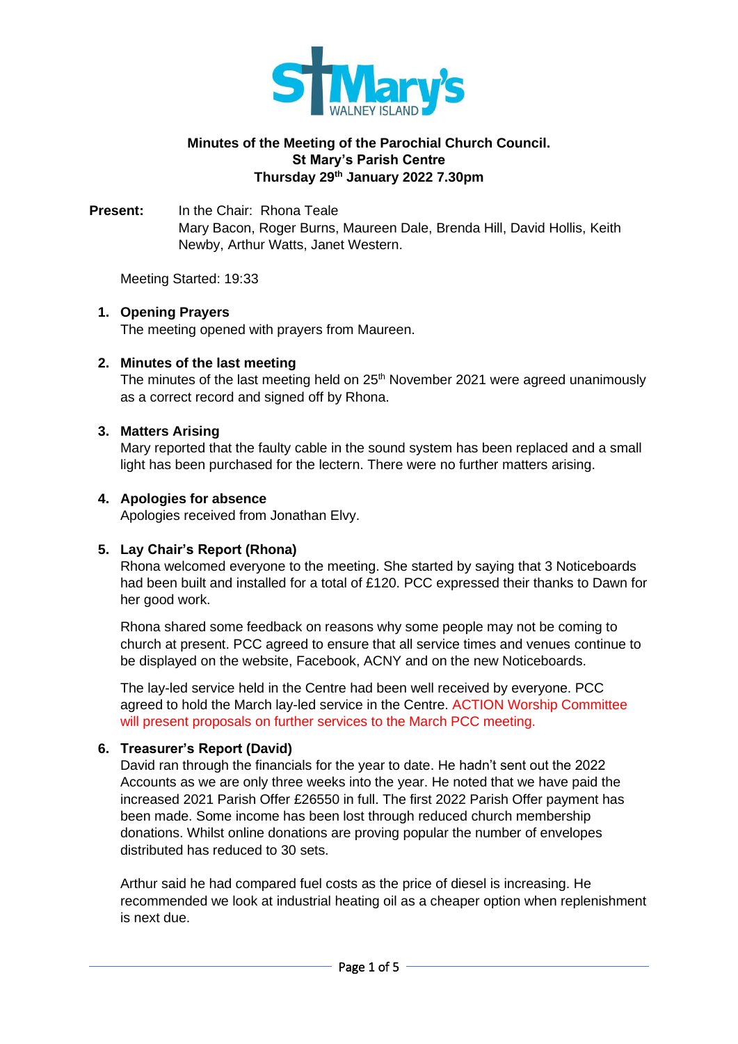**Minutes of the Meeting of the Parochial Church Council.**
**St Mary's Parish Centre**
**Thursday 29th January 2022 7.30pm**

**Present:** In the Chair: Rhona Teale
Mary Bacon, Roger Burns, Maureen Dale, Brenda Hill, David Hollis, Keith Newby, Arthur Watts, Janet Western.

Meeting Started: 19:33

1. **Opening Prayers**
   The meeting opened with prayers from Maureen.

2. **Minutes of the last meeting**
   The minutes of the last meeting held on 25th November 2021 were agreed unanimously as a correct record and signed off by Rhona.

3. **Matters Arising**
   Mary reported that the faulty cable in the sound system has been replaced and a small light has been purchased for the lectern. There were no further matters arising.

4. **Apologies for absence**
   Apologies received from Jonathan Elvy.

5. **Lay Chair's Report (Rhona)**
   Rhona welcomed everyone to the meeting. She started by saying that 3 Noticeboards had been built and installed for a total of £120. PCC expressed their thanks to Dawn for her good work.

   Rhona shared some feedback on reasons why some people may not be coming to church at present. PCC agreed to ensure that all service times and venues continue to be displayed on the website, Facebook, ACNY and on the new Noticeboards.

   The lay-led service held in the Centre had been well received by everyone. PCC agreed to hold the March lay-led service in the Centre. ACTION Worship Committee will present proposals on further services to the March PCC meeting.

6. **Treasurer's Report (David)**
   David ran through the financials for the year to date. He hadn't sent out the 2022 Accounts as we are only three weeks into the year. He noted that we have paid the increased 2021 Parish Offer £26550 in full. The first 2022 Parish Offer payment has been made. Some income has been lost through reduced church membership donations. Whilst online donations are proving popular the number of envelopes distributed has reduced to 30 sets.

   Arthur said he had compared fuel costs as the price of diesel is increasing. He recommended we look at industrial heating oil as a cheaper option when replenishment is next due.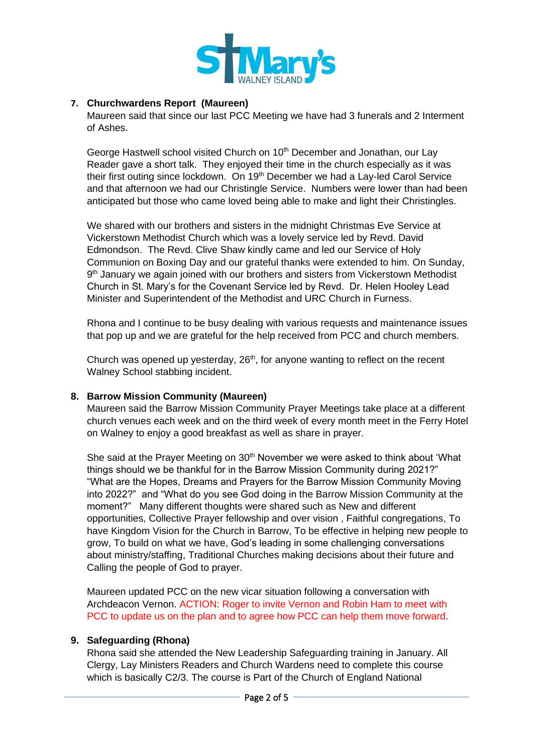7. **Churchwardens Report (Maureen)**

   Maureen said that since our last PCC Meeting we have had 3 funerals and 2 Interment of Ashes.

   George Hastwell school visited Church on 10th December and Jonathan, our Lay Reader gave a short talk. They enjoyed their time in the church especially as it was their first outing since lockdown. On 19th December we had a Lay-led Carol Service and that afternoon we had our Christingle Service. Numbers were lower than had been anticipated but those who came loved being able to make and light their Christingles.

   We shared with our brothers and sisters in the midnight Christmas Eve Service at Vickerstown Methodist Church which was a lovely service led by Revd. David Edmondson. The Revd. Clive Shaw kindly came and led our Service of Holy Communion on Boxing Day and our grateful thanks were extended to him. On Sunday, 9th January we again joined with our brothers and sisters from Vickerstown Methodist Church in St. Mary's for the Covenant Service led by Revd. Dr. Helen Hooley Lead Minister and Superintendent of the Methodist and URC Church in Furness.

   Rhona and I continue to be busy dealing with various requests and maintenance issues that pop up and we are grateful for the help received from PCC and church members.

   Church was opened up yesterday, 26th, for anyone wanting to reflect on the recent Walney School stabbing incident.

8. **Barrow Mission Community (Maureen)**

   Maureen said the Barrow Mission Community Prayer Meetings take place at a different church venues each week and on the third week of every month meet in the Ferry Hotel on Walney to enjoy a good breakfast as well as share in prayer.

   She said at the Prayer Meeting on 30th November we were asked to think about 'What things should we be thankful for in the Barrow Mission Community during 2021?" "What are the Hopes, Dreams and Prayers for the Barrow Mission Community Moving into 2022?" and "What do you see God doing in the Barrow Mission Community at the moment?" Many different thoughts were shared such as New and different opportunities, Collective Prayer fellowship and over vision , Faithful congregations, To have Kingdom Vision for the Church in Barrow, To be effective in helping new people to grow, To build on what we have, God's leading in some challenging conversations about ministry/staffing, Traditional Churches making decisions about their future and Calling the people of God to prayer.

   Maureen updated PCC on the new vicar situation following a conversation with Archdeacon Vernon. ACTION: Roger to invite Vernon and Robin Ham to meet with PCC to update us on the plan and to agree how PCC can help them move forward.

9. **Safeguarding (Rhona)**

   Rhona said she attended the New Leadership Safeguarding training in January. All Clergy, Lay Ministers Readers and Church Wardens need to complete this course which is basically C2/3. The course is Part of the Church of England National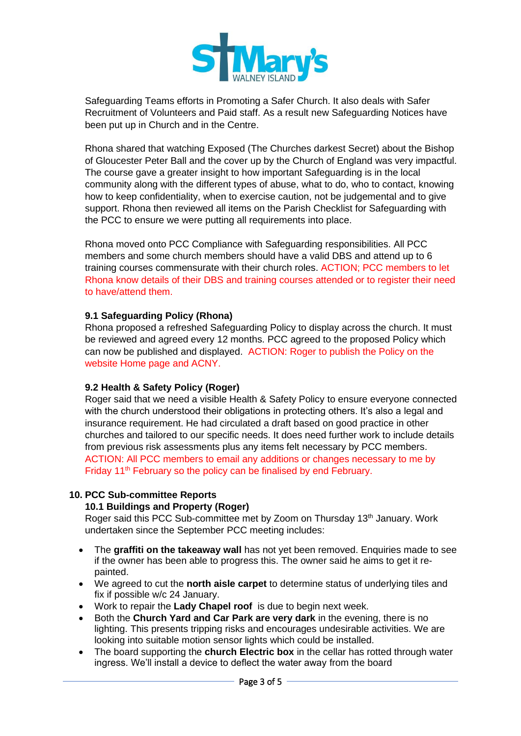Safeguarding Teams efforts in Promoting a Safer Church. It also deals with Safer Recruitment of Volunteers and Paid staff. As a result new Safeguarding Notices have been put up in Church and in the Centre.

Rhona shared that watching Exposed (The Churches darkest Secret) about the Bishop of Gloucester Peter Ball and the cover up by the Church of England was very impactful. The course gave a greater insight to how important Safeguarding is in the local community along with the different types of abuse, what to do, who to contact, knowing how to keep confidentiality, when to exercise caution, not be judgemental and to give support. Rhona then reviewed all items on the Parish Checklist for Safeguarding with the PCC to ensure we were putting all requirements into place.

Rhona moved onto PCC Compliance with Safeguarding responsibilities. All PCC members and some church members should have a valid DBS and attend up to 6 training courses commensurate with their church roles. ACTION; PCC members to let Rhona know details of their DBS and training courses attended or to register their need to have/attend them.

**9.1 Safeguarding Policy (Rhona)**

Rhona proposed a refreshed Safeguarding Policy to display across the church. It must be reviewed and agreed every 12 months. PCC agreed to the proposed Policy which can now be published and displayed. ACTION: Roger to publish the Policy on the website Home page and ACNY.

**9.2 Health & Safety Policy (Roger)**

Roger said that we need a visible Health & Safety Policy to ensure everyone connected with the church understood their obligations in protecting others. It's also a legal and insurance requirement. He had circulated a draft based on good practice in other churches and tailored to our specific needs. It does need further work to include details from previous risk assessments plus any items felt necessary by PCC members. ACTION: All PCC members to email any additions or changes necessary to me by Friday 11th February so the policy can be finalised by end February.

**10. PCC Sub-committee Reports**

**10.1 Buildings and Property (Roger)**

Roger said this PCC Sub-committee met by Zoom on Thursday 13th January. Work undertaken since the September PCC meeting includes:

- The **graffiti on the takeaway wall** has not yet been removed. Enquiries made to see if the owner has been able to progress this. The owner said he aims to get it re-painted.
- We agreed to cut the **north aisle carpet** to determine status of underlying tiles and fix if possible w/c 24 January.
- Work to repair the **Lady Chapel roof** is due to begin next week.
- Both the **Church Yard and Car Park are very dark** in the evening, there is no lighting. This presents tripping risks and encourages undesirable activities. We are looking into suitable motion sensor lights which could be installed.
- The board supporting the **church Electric box** in the cellar has rotted through water ingress. We'll install a device to deflect the water away from the board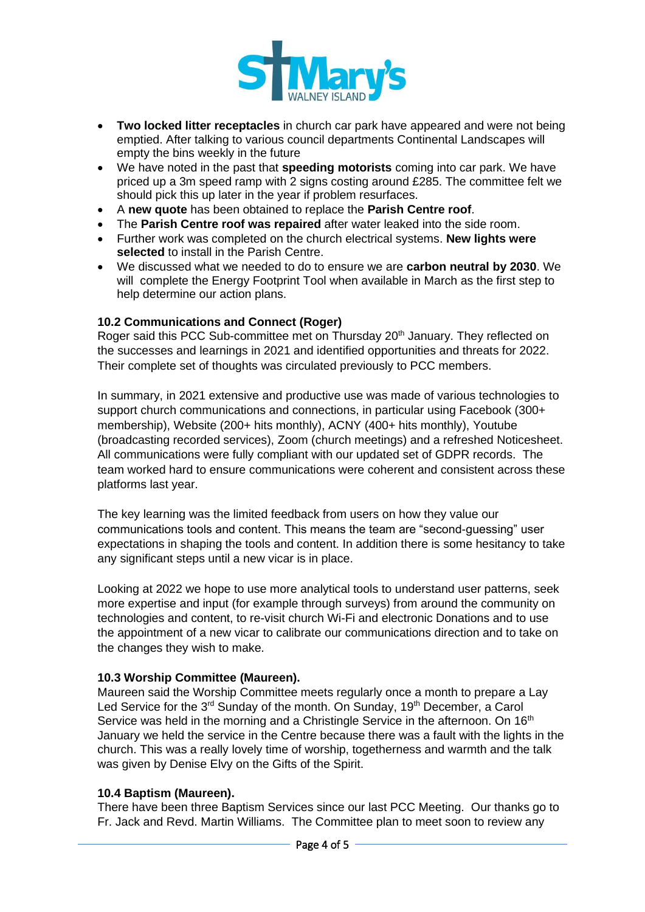- **Two locked litter receptacles** in church car park have appeared and were not being emptied. After talking to various council departments Continental Landscapes will empty the bins weekly in the future
- We have noted in the past that **speeding motorists** coming into car park. We have priced up a 3m speed ramp with 2 signs costing around £285. The committee felt we should pick this up later in the year if problem resurfaces.
- A **new quote** has been obtained to replace the **Parish Centre roof**.
- The **Parish Centre roof was repaired** after water leaked into the side room.
- Further work was completed on the church electrical systems. **New lights were selected** to install in the Parish Centre.
- We discussed what we needed to do to ensure we are **carbon neutral by 2030**. We will complete the Energy Footprint Tool when available in March as the first step to help determine our action plans.

**10.2 Communications and Connect (Roger)**

Roger said this PCC Sub-committee met on Thursday 20th January. They reflected on the successes and learnings in 2021 and identified opportunities and threats for 2022. Their complete set of thoughts was circulated previously to PCC members.

In summary, in 2021 extensive and productive use was made of various technologies to support church communications and connections, in particular using Facebook (300+ membership), Website (200+ hits monthly), ACNY (400+ hits monthly), Youtube (broadcasting recorded services), Zoom (church meetings) and a refreshed Noticesheet. All communications were fully compliant with our updated set of GDPR records. The team worked hard to ensure communications were coherent and consistent across these platforms last year.

The key learning was the limited feedback from users on how they value our communications tools and content. This means the team are "second-guessing" user expectations in shaping the tools and content. In addition there is some hesitancy to take any significant steps until a new vicar is in place.

Looking at 2022 we hope to use more analytical tools to understand user patterns, seek more expertise and input (for example through surveys) from around the community on technologies and content, to re-visit church Wi-Fi and electronic Donations and to use the appointment of a new vicar to calibrate our communications direction and to take on the changes they wish to make.

**10.3 Worship Committee (Maureen).**

Maureen said the Worship Committee meets regularly once a month to prepare a Lay Led Service for the 3rd Sunday of the month. On Sunday, 19th December, a Carol Service was held in the morning and a Christingle Service in the afternoon. On 16th January we held the service in the Centre because there was a fault with the lights in the church. This was a really lovely time of worship, togetherness and warmth and the talk was given by Denise Elvy on the Gifts of the Spirit.

**10.4 Baptism (Maureen).**

There have been three Baptism Services since our last PCC Meeting. Our thanks go to Fr. Jack and Revd. Martin Williams. The Committee plan to meet soon to review any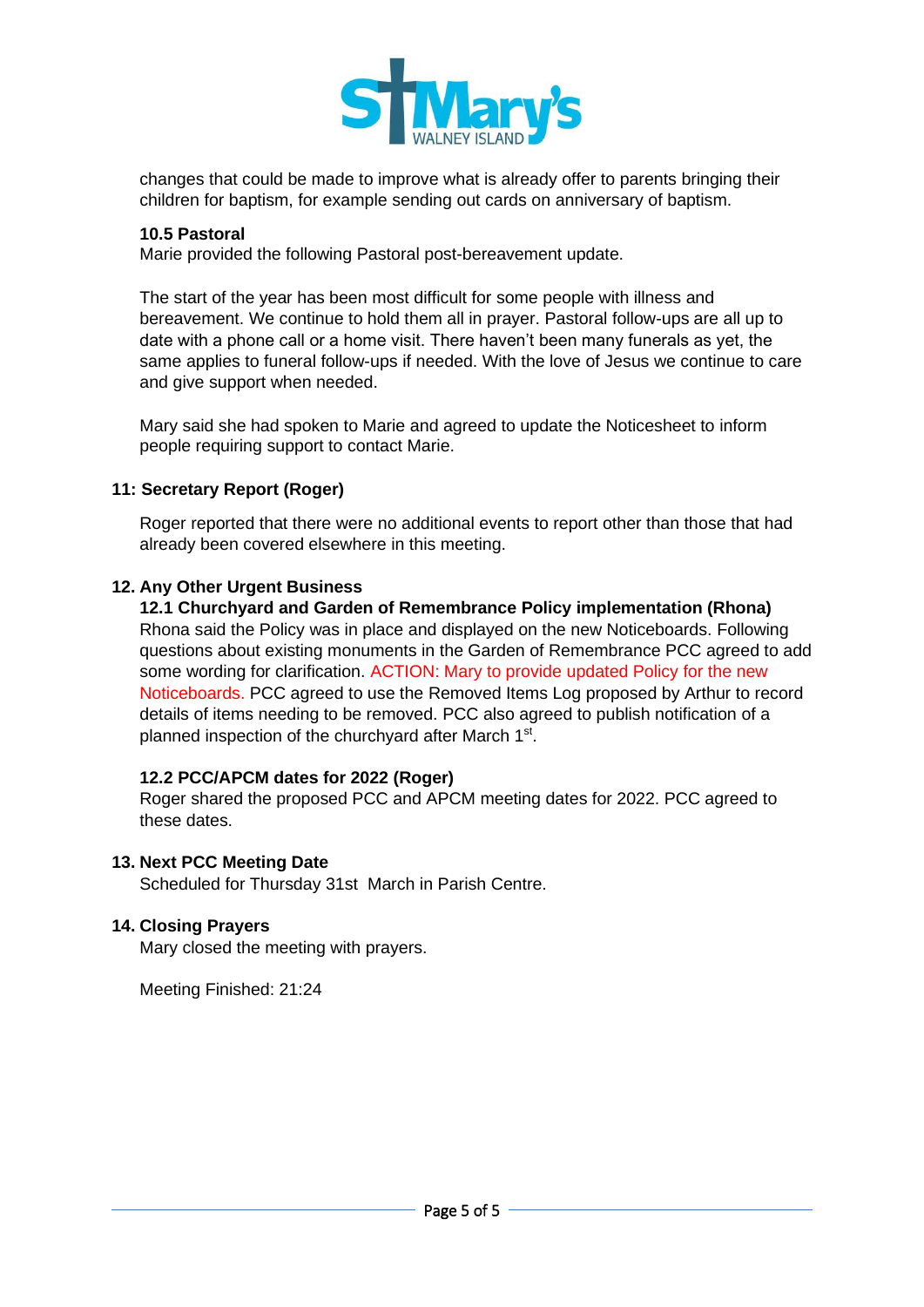changes that could be made to improve what is already offer to parents bringing their children for baptism, for example sending out cards on anniversary of baptism.

**10.5 Pastoral**

Marie provided the following Pastoral post-bereavement update.

The start of the year has been most difficult for some people with illness and bereavement. We continue to hold them all in prayer. Pastoral follow-ups are all up to date with a phone call or a home visit. There haven't been many funerals as yet, the same applies to funeral follow-ups if needed. With the love of Jesus we continue to care and give support when needed.

Mary said she had spoken to Marie and agreed to update the Noticesheet to inform people requiring support to contact Marie.

**11: Secretary Report (Roger)**

Roger reported that there were no additional events to report other than those that had already been covered elsewhere in this meeting.

**12. Any Other Urgent Business**

**12.1 Churchyard and Garden of Remembrance Policy implementation (Rhona)**

Rhona said the Policy was in place and displayed on the new Noticeboards. Following questions about existing monuments in the Garden of Remembrance PCC agreed to add some wording for clarification. ACTION: Mary to provide updated Policy for the new Noticeboards. PCC agreed to use the Removed Items Log proposed by Arthur to record details of items needing to be removed. PCC also agreed to publish notification of a planned inspection of the churchyard after March 1st.

**12.2 PCC/APCM dates for 2022 (Roger)**

Roger shared the proposed PCC and APCM meeting dates for 2022. PCC agreed to these dates.

**13. Next PCC Meeting Date**

Scheduled for Thursday 31st March in Parish Centre.

**14. Closing Prayers**

Mary closed the meeting with prayers.

Meeting Finished: 21:24